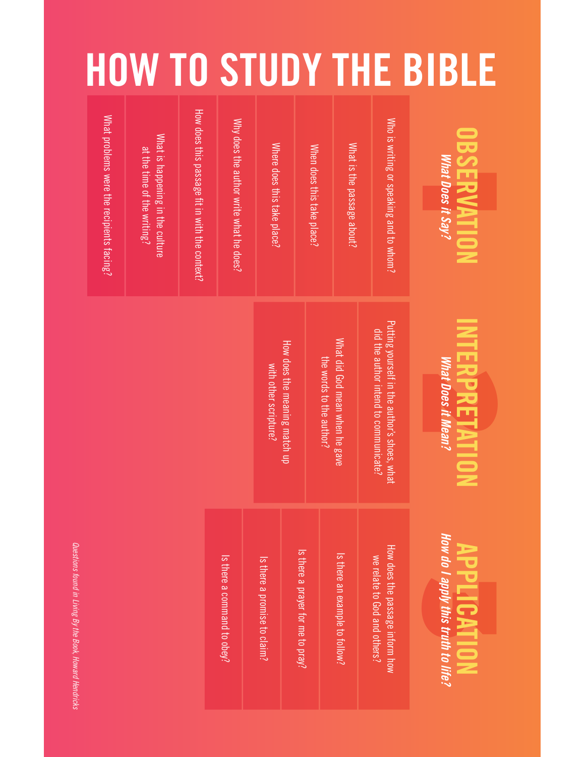# HOW TO STUDY THE BIBLE

## OBSERVATION

***What Does it Say?***

- Who is writing or speaking and to whom?
- What is the passage about?
- When does this take place?
- Where does this take place?
- Why does the author write what he does?
- How does this passage fit in with the context?
- What is happening in the culture at the time of the writing?
- What problems were the recipients facing?

## INTERPRETATION

***What Does it Mean?***

- Putting yourself in the author's shoes, what did the author intend to communicate?
- What did God mean when he gave the words to the author?
- How does the meaning match up with other scripture?

## APPLICATION

***How do I apply this truth to life?***

- How does the passage inform how we relate to God and others?
- Is there an example to follow?
- Is there a prayer for me to pray?
- Is there a promise to claim?
- Is there a command to obey?

*Questions found in Living By the Book, Howard Hendricks*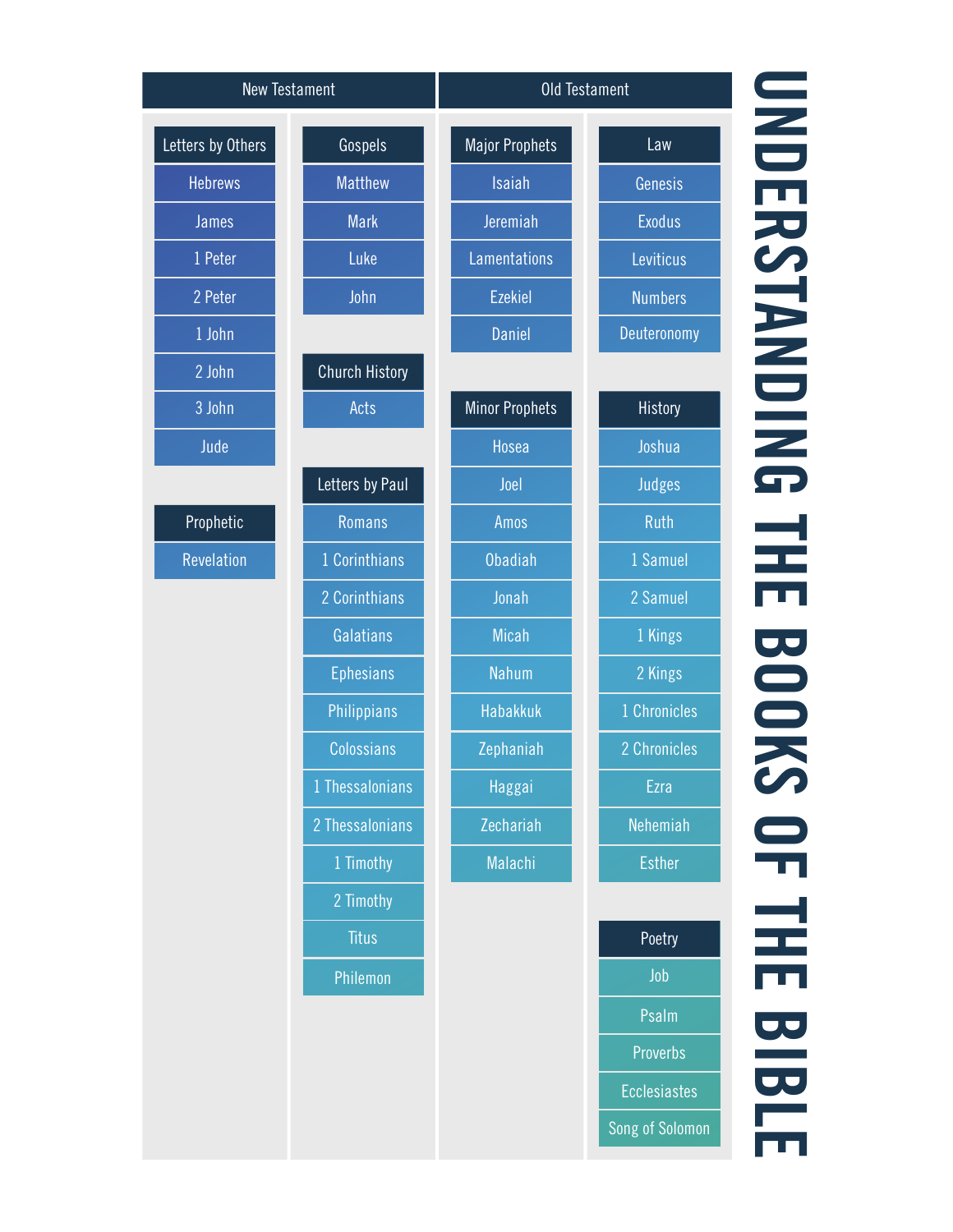# UNDERSTANDING THE BOOKS OF THE BIBLE

## New Testament

### Letters by Others
- Hebrews
- James
- 1 Peter
- 2 Peter
- 1 John
- 2 John
- 3 John
- Jude

### Prophetic
- Revelation

### Gospels
- Matthew
- Mark
- Luke
- John

### Church History
- Acts

### Letters by Paul
- Romans
- 1 Corinthians
- 2 Corinthians
- Galatians
- Ephesians
- Philippians
- Colossians
- 1 Thessalonians
- 2 Thessalonians
- 1 Timothy
- 2 Timothy
- Titus
- Philemon

## Old Testament

### Major Prophets
- Isaiah
- Jeremiah
- Lamentations
- Ezekiel
- Daniel

### Minor Prophets
- Hosea
- Joel
- Amos
- Obadiah
- Jonah
- Micah
- Nahum
- Habakkuk
- Zephaniah
- Haggai
- Zechariah
- Malachi

### Law
- Genesis
- Exodus
- Leviticus
- Numbers
- Deuteronomy

### History
- Joshua
- Judges
- Ruth
- 1 Samuel
- 2 Samuel
- 1 Kings
- 2 Kings
- 1 Chronicles
- 2 Chronicles
- Ezra
- Nehemiah
- Esther

### Poetry
- Job
- Psalm
- Proverbs
- Ecclesiastes
- Song of Solomon